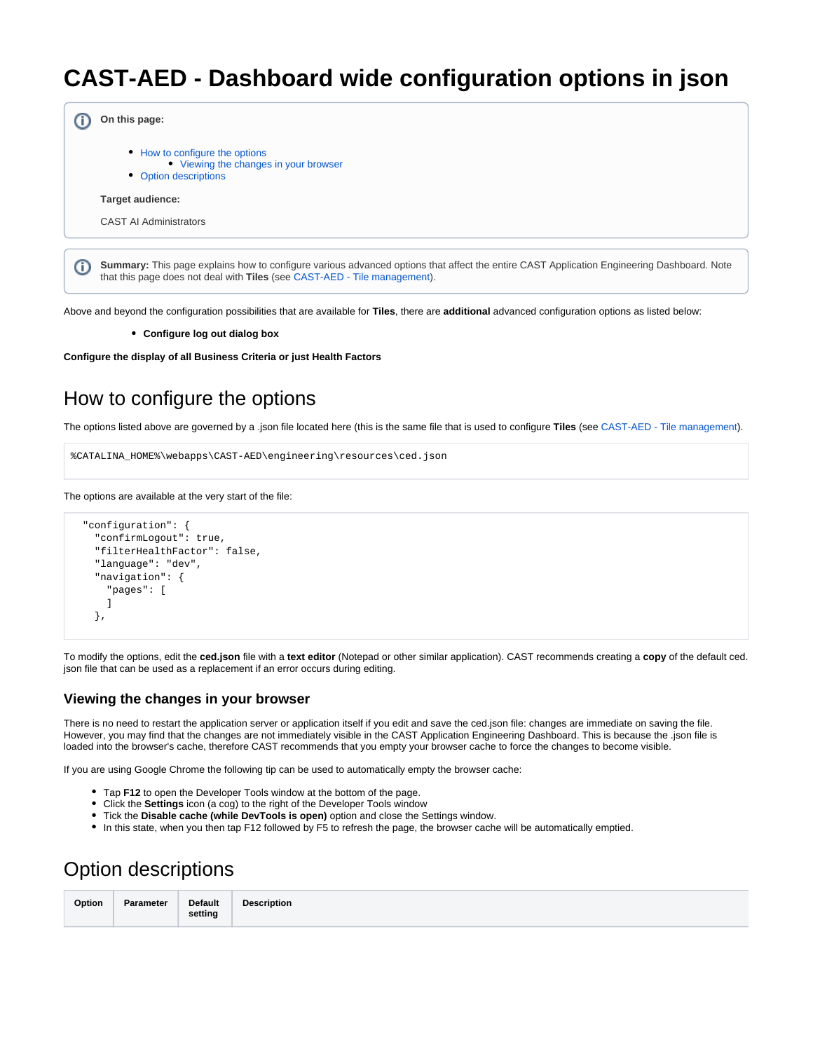# CAST-AED - Dashboard wide configuration options in json

**On this page:**

- How to configure the options
  - Viewing the changes in your browser
- Option descriptions

**Target audience:**

CAST AI Administrators

**Summary:** This page explains how to configure various advanced options that affect the entire CAST Application Engineering Dashboard. Note that this page does not deal with **Tiles** (see CAST-AED - Tile management).

Above and beyond the configuration possibilities that are available for **Tiles**, there are **additional** advanced configuration options as listed below:

- **Configure log out dialog box**

**Configure the display of all Business Criteria or just Health Factors**

## How to configure the options

The options listed above are governed by a .json file located here (this is the same file that is used to configure **Tiles** (see CAST-AED - Tile management).

```
%CATALINA_HOME%\webapps\CAST-AED\engineering\resources\ced.json
```

The options are available at the very start of the file:

```
  "configuration": {
    "confirmLogout": true,
    "filterHealthFactor": false,
    "language": "dev",
    "navigation": {
      "pages": [
      ]
    },
```

To modify the options, edit the **ced.json** file with a **text editor** (Notepad or other similar application). CAST recommends creating a **copy** of the default ced.json file that can be used as a replacement if an error occurs during editing.

### Viewing the changes in your browser

There is no need to restart the application server or application itself if you edit and save the ced.json file: changes are immediate on saving the file. However, you may find that the changes are not immediately visible in the CAST Application Engineering Dashboard. This is because the .json file is loaded into the browser's cache, therefore CAST recommends that you empty your browser cache to force the changes to become visible.

If you are using Google Chrome the following tip can be used to automatically empty the browser cache:

- Tap **F12** to open the Developer Tools window at the bottom of the page.
- Click the **Settings** icon (a cog) to the right of the Developer Tools window
- Tick the **Disable cache (while DevTools is open)** option and close the Settings window.
- In this state, when you then tap F12 followed by F5 to refresh the page, the browser cache will be automatically emptied.

## Option descriptions

| Option | Parameter | Default setting | Description |
|---|---|---|---|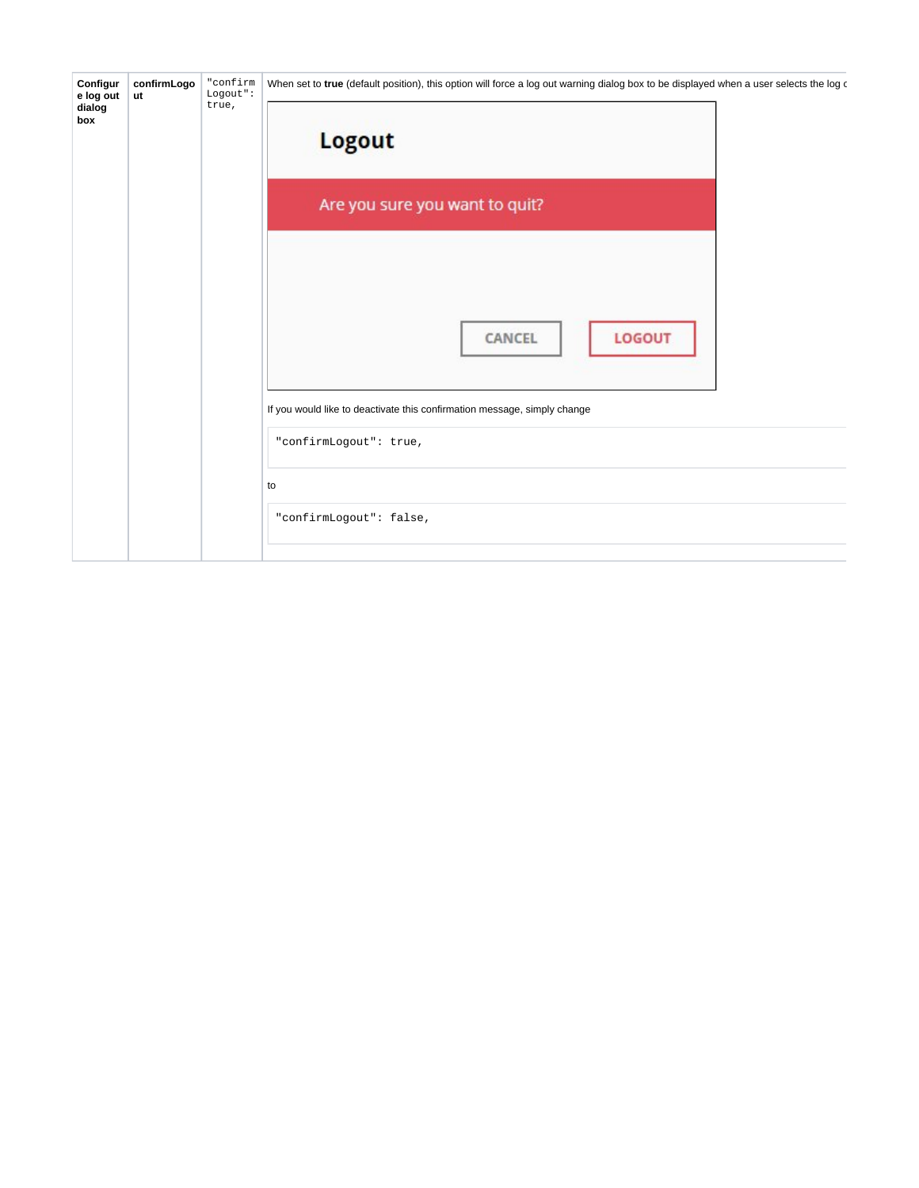| Configure log out dialog box | confirmLogout | "confirmLogout": true, | When set to **true** (default position), this option will force a log out warning dialog box to be displayed when a user selects the log c<br><br>Logout<br><br>Are you sure you want to quit?<br><br>CANCEL LOGOUT<br><br>If you would like to deactivate this confirmation message, simply change<br><br>`"confirmLogout": true,`<br><br>to<br><br>`"confirmLogout": false,` |
|---|---|---|---|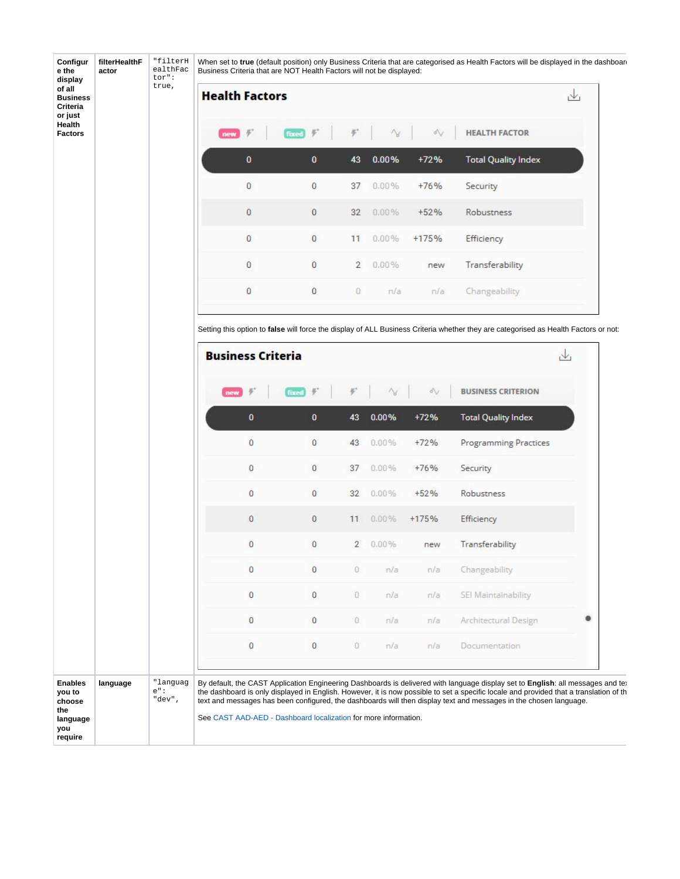| | | | |
|---|---|---|---|
| **Configure the display of all Business Criteria or just Health Factors** | **filterHealthFactor** | `"filterHealthFactor": true,` | When set to **true** (default position) only Business Criteria that are categorised as Health Factors will be displayed in the dashboard Business Criteria that are NOT Health Factors will not be displayed:<br><br>**Health Factors**<br><br>new · fixed · HEALTH FACTOR<br>0 0 43 0.00% +72% Total Quality Index<br>0 0 37 0.00% +76% Security<br>0 0 32 0.00% +52% Robustness<br>0 0 11 0.00% +175% Efficiency<br>0 0 2 0.00% new Transferability<br>0 0 0 n/a n/a Changeability<br><br>Setting this option to **false** will force the display of ALL Business Criteria whether they are categorised as Health Factors or not:<br><br>**Business Criteria**<br><br>new · fixed · BUSINESS CRITERION<br>0 0 43 0.00% +72% Total Quality Index<br>0 0 43 0.00% +72% Programming Practices<br>0 0 37 0.00% +76% Security<br>0 0 32 0.00% +52% Robustness<br>0 0 11 0.00% +175% Efficiency<br>0 0 2 0.00% new Transferability<br>0 0 0 n/a n/a Changeability<br>0 0 0 n/a n/a SEI Maintainability<br>0 0 0 n/a n/a Architectural Design<br>0 0 0 n/a n/a Documentation |
| **Enables you to choose the language you require** | **language** | `"language": "dev",` | By default, the CAST Application Engineering Dashboards is delivered with language display set to **English**: all messages and te the dashboard is only displayed in English. However, it is now possible to set a specific locale and provided that a translation of th text and messages has been configured, the dashboards will then display text and messages in the chosen language.<br><br>See CAST AAD-AED - Dashboard localization for more information. |